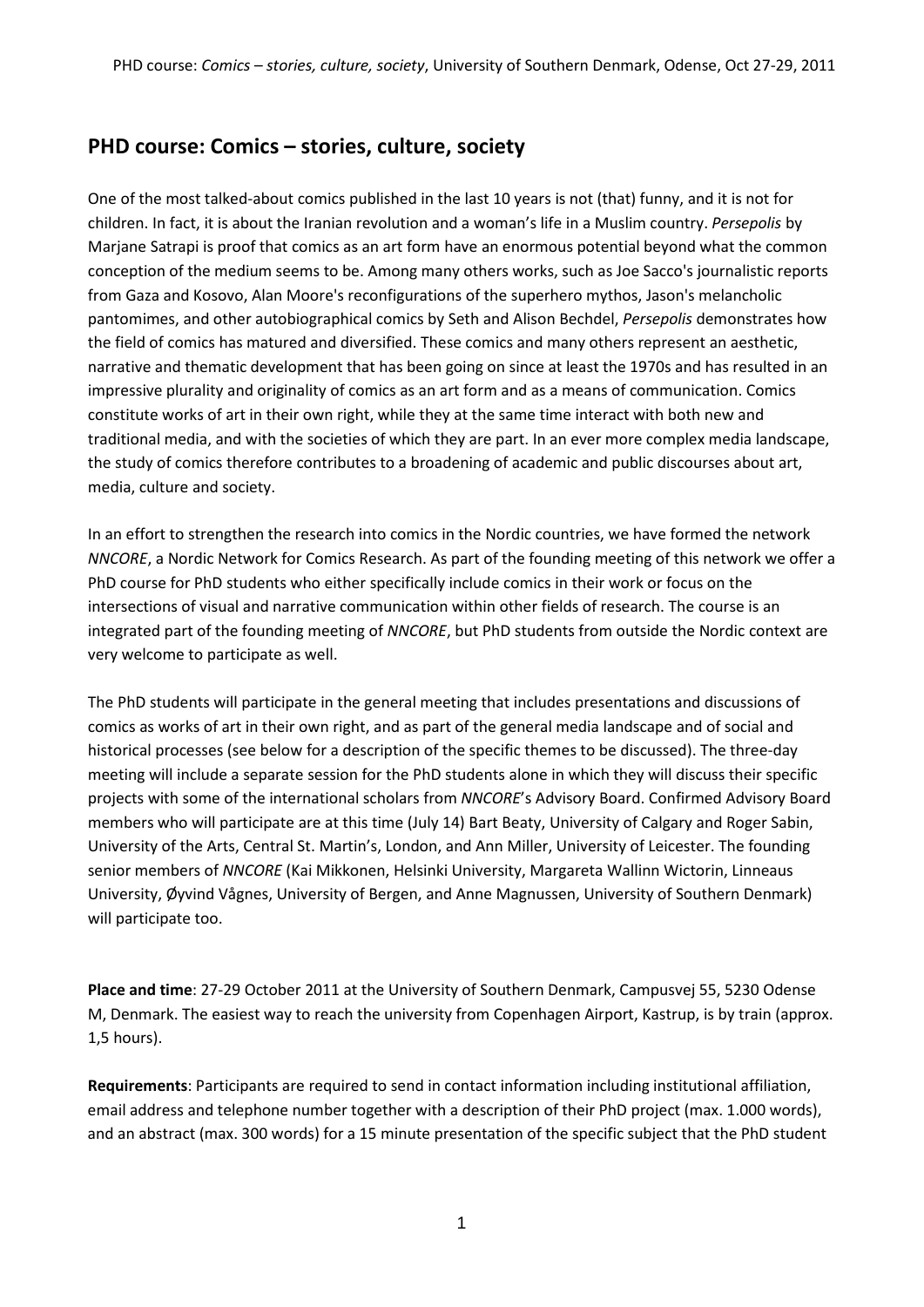## PHD course: Comics – stories, culture, society

One of the most talked-about comics published in the last 10 years is not (that) funny, and it is not for children. In fact, it is about the Iranian revolution and a woman's life in a Muslim country. *Persepolis* by Marjane Satrapi is proof that comics as an art form have an enormous potential beyond what the common conception of the medium seems to be. Among many others works, such as Joe Sacco's journalistic reports from Gaza and Kosovo, Alan Moore's reconfigurations of the superhero mythos, Jason's melancholic pantomimes, and other autobiographical comics by Seth and Alison Bechdel, *Persepolis* demonstrates how the field of comics has matured and diversified. These comics and many others represent an aesthetic, narrative and thematic development that has been going on since at least the 1970s and has resulted in an impressive plurality and originality of comics as an art form and as a means of communication. Comics constitute works of art in their own right, while they at the same time interact with both new and traditional media, and with the societies of which they are part. In an ever more complex media landscape, the study of comics therefore contributes to a broadening of academic and public discourses about art, media, culture and society.

In an effort to strengthen the research into comics in the Nordic countries, we have formed the network *NNCORE*, a Nordic Network for Comics Research. As part of the founding meeting of this network we offer a PhD course for PhD students who either specifically include comics in their work or focus on the intersections of visual and narrative communication within other fields of research. The course is an integrated part of the founding meeting of *NNCORE*, but PhD students from outside the Nordic context are very welcome to participate as well.

The PhD students will participate in the general meeting that includes presentations and discussions of comics as works of art in their own right, and as part of the general media landscape and of social and historical processes (see below for a description of the specific themes to be discussed). The three-day meeting will include a separate session for the PhD students alone in which they will discuss their specific projects with some of the international scholars from *NNCORE*'s Advisory Board. Confirmed Advisory Board members who will participate are at this time (July 14) Bart Beaty, University of Calgary and Roger Sabin, University of the Arts, Central St. Martin's, London, and Ann Miller, University of Leicester. The founding senior members of *NNCORE* (Kai Mikkonen, Helsinki University, Margareta Wallinn Wictorin, Linneaus University, Øyvind Vågnes, University of Bergen, and Anne Magnussen, University of Southern Denmark) will participate too.

**Place and time**: 27-29 October 2011 at the University of Southern Denmark, Campusvej 55, 5230 Odense M, Denmark. The easiest way to reach the university from Copenhagen Airport, Kastrup, is by train (approx. 1,5 hours).

**Requirements**: Participants are required to send in contact information including institutional affiliation, email address and telephone number together with a description of their PhD project (max. 1.000 words), and an abstract (max. 300 words) for a 15 minute presentation of the specific subject that the PhD student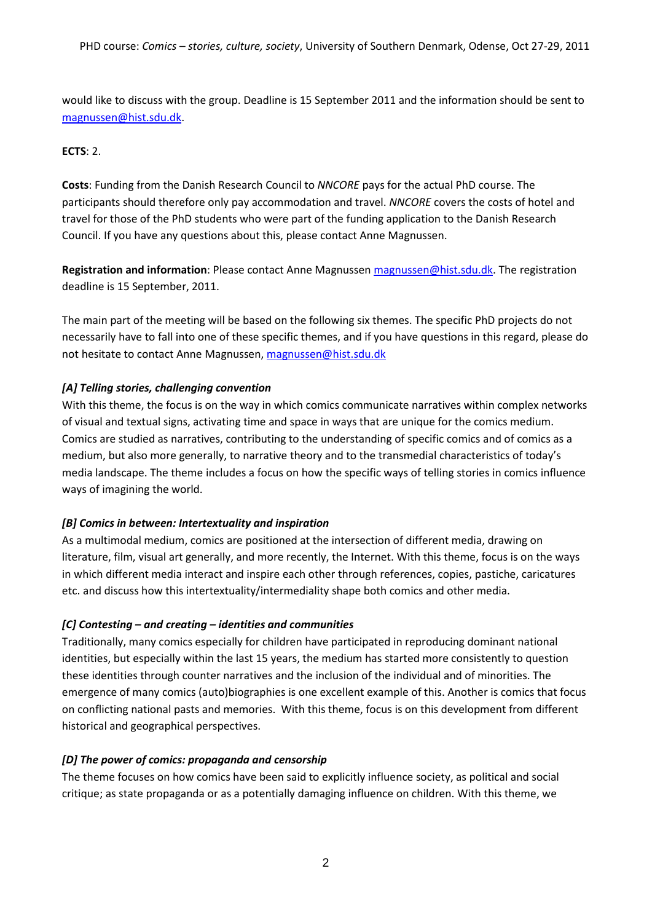would like to discuss with the group. Deadline is 15 September 2011 and the information should be sent to magnussen@hist.sdu.dk.

**ECTS**: 2.

**Costs**: Funding from the Danish Research Council to *NNCORE* pays for the actual PhD course. The participants should therefore only pay accommodation and travel. *NNCORE* covers the costs of hotel and travel for those of the PhD students who were part of the funding application to the Danish Research Council. If you have any questions about this, please contact Anne Magnussen.

**Registration and information**: Please contact Anne Magnussen magnussen@hist.sdu.dk. The registration deadline is 15 September, 2011.

The main part of the meeting will be based on the following six themes. The specific PhD projects do not necessarily have to fall into one of these specific themes, and if you have questions in this regard, please do not hesitate to contact Anne Magnussen, magnussen@hist.sdu.dk

***[A] Telling stories, challenging convention***

With this theme, the focus is on the way in which comics communicate narratives within complex networks of visual and textual signs, activating time and space in ways that are unique for the comics medium. Comics are studied as narratives, contributing to the understanding of specific comics and of comics as a medium, but also more generally, to narrative theory and to the transmedial characteristics of today's media landscape. The theme includes a focus on how the specific ways of telling stories in comics influence ways of imagining the world.

***[B] Comics in between: Intertextuality and inspiration***

As a multimodal medium, comics are positioned at the intersection of different media, drawing on literature, film, visual art generally, and more recently, the Internet. With this theme, focus is on the ways in which different media interact and inspire each other through references, copies, pastiche, caricatures etc. and discuss how this intertextuality/intermediality shape both comics and other media.

***[C] Contesting – and creating – identities and communities***

Traditionally, many comics especially for children have participated in reproducing dominant national identities, but especially within the last 15 years, the medium has started more consistently to question these identities through counter narratives and the inclusion of the individual and of minorities. The emergence of many comics (auto)biographies is one excellent example of this. Another is comics that focus on conflicting national pasts and memories. With this theme, focus is on this development from different historical and geographical perspectives.

***[D] The power of comics: propaganda and censorship***

The theme focuses on how comics have been said to explicitly influence society, as political and social critique; as state propaganda or as a potentially damaging influence on children. With this theme, we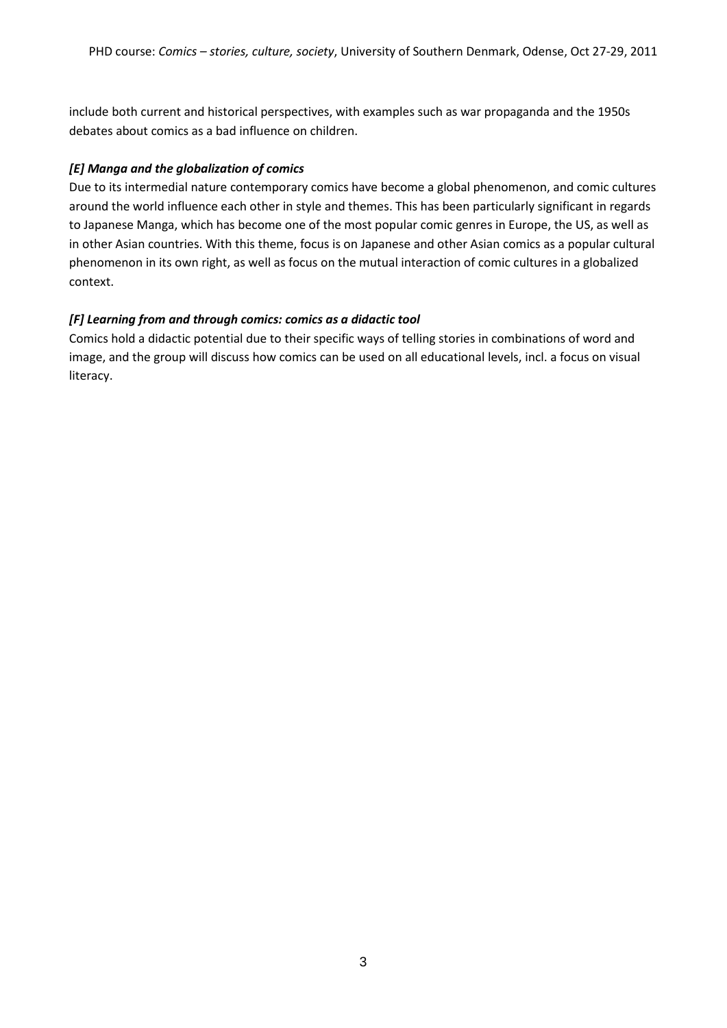include both current and historical perspectives, with examples such as war propaganda and the 1950s debates about comics as a bad influence on children.

***[E] Manga and the globalization of comics***

Due to its intermedial nature contemporary comics have become a global phenomenon, and comic cultures around the world influence each other in style and themes. This has been particularly significant in regards to Japanese Manga, which has become one of the most popular comic genres in Europe, the US, as well as in other Asian countries. With this theme, focus is on Japanese and other Asian comics as a popular cultural phenomenon in its own right, as well as focus on the mutual interaction of comic cultures in a globalized context.

***[F] Learning from and through comics: comics as a didactic tool***

Comics hold a didactic potential due to their specific ways of telling stories in combinations of word and image, and the group will discuss how comics can be used on all educational levels, incl. a focus on visual literacy.